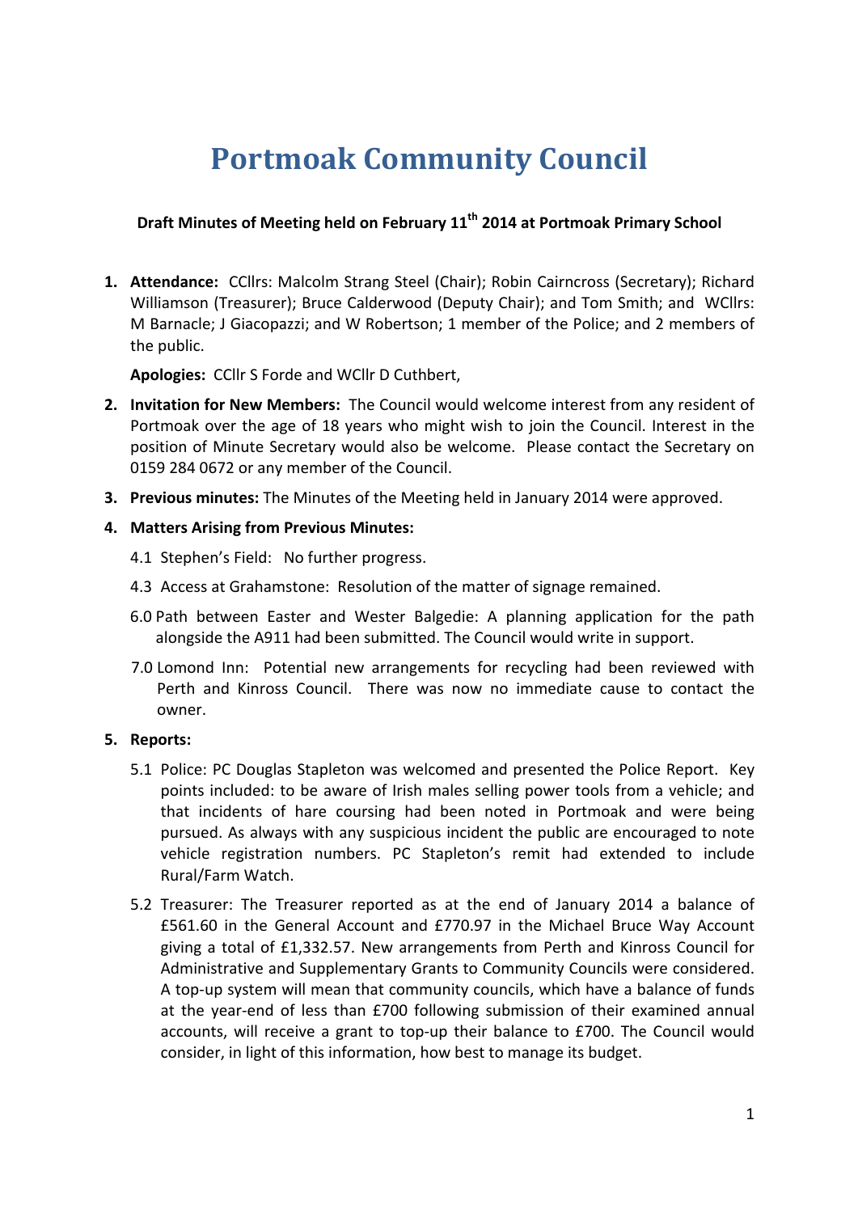# Portmoak Community Council

**Draft Minutes of Meeting held on February 11th 2014 at Portmoak Primary School**

1. **Attendance:** CCllrs: Malcolm Strang Steel (Chair); Robin Cairncross (Secretary); Richard Williamson (Treasurer); Bruce Calderwood (Deputy Chair); and Tom Smith; and WCllrs: M Barnacle; J Giacopazzi; and W Robertson; 1 member of the Police; and 2 members of the public.

   **Apologies:** CCllr S Forde and WCllr D Cuthbert,

2. **Invitation for New Members:** The Council would welcome interest from any resident of Portmoak over the age of 18 years who might wish to join the Council. Interest in the position of Minute Secretary would also be welcome. Please contact the Secretary on 0159 284 0672 or any member of the Council.

3. **Previous minutes:** The Minutes of the Meeting held in January 2014 were approved.

4. **Matters Arising from Previous Minutes:**

   4.1 Stephen's Field: No further progress.

   4.3 Access at Grahamstone: Resolution of the matter of signage remained.

   6.0 Path between Easter and Wester Balgedie: A planning application for the path alongside the A911 had been submitted. The Council would write in support.

   7.0 Lomond Inn: Potential new arrangements for recycling had been reviewed with Perth and Kinross Council. There was now no immediate cause to contact the owner.

5. **Reports:**

   5.1 Police: PC Douglas Stapleton was welcomed and presented the Police Report. Key points included: to be aware of Irish males selling power tools from a vehicle; and that incidents of hare coursing had been noted in Portmoak and were being pursued. As always with any suspicious incident the public are encouraged to note vehicle registration numbers. PC Stapleton's remit had extended to include Rural/Farm Watch.

   5.2 Treasurer: The Treasurer reported as at the end of January 2014 a balance of £561.60 in the General Account and £770.97 in the Michael Bruce Way Account giving a total of £1,332.57. New arrangements from Perth and Kinross Council for Administrative and Supplementary Grants to Community Councils were considered. A top-up system will mean that community councils, which have a balance of funds at the year-end of less than £700 following submission of their examined annual accounts, will receive a grant to top-up their balance to £700. The Council would consider, in light of this information, how best to manage its budget.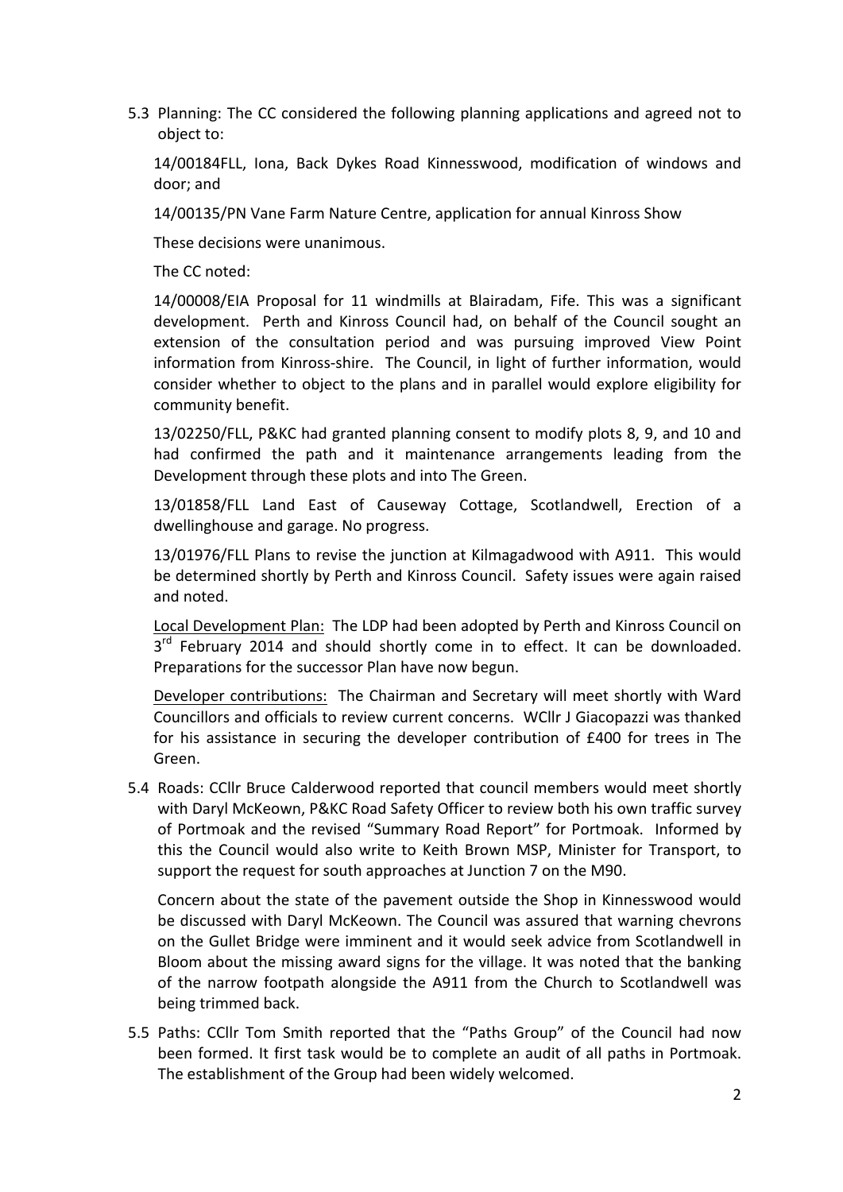5.3 Planning: The CC considered the following planning applications and agreed not to object to:

   14/00184FLL, Iona, Back Dykes Road Kinnesswood, modification of windows and door; and

   14/00135/PN Vane Farm Nature Centre, application for annual Kinross Show

   These decisions were unanimous.

   The CC noted:

   14/00008/EIA Proposal for 11 windmills at Blairadam, Fife. This was a significant development. Perth and Kinross Council had, on behalf of the Council sought an extension of the consultation period and was pursuing improved View Point information from Kinross-shire. The Council, in light of further information, would consider whether to object to the plans and in parallel would explore eligibility for community benefit.

   13/02250/FLL, P&KC had granted planning consent to modify plots 8, 9, and 10 and had confirmed the path and it maintenance arrangements leading from the Development through these plots and into The Green.

   13/01858/FLL Land East of Causeway Cottage, Scotlandwell, Erection of a dwellinghouse and garage. No progress.

   13/01976/FLL Plans to revise the junction at Kilmagadwood with A911. This would be determined shortly by Perth and Kinross Council. Safety issues were again raised and noted.

   <u>Local Development Plan:</u> The LDP had been adopted by Perth and Kinross Council on 3rd February 2014 and should shortly come in to effect. It can be downloaded. Preparations for the successor Plan have now begun.

   <u>Developer contributions:</u> The Chairman and Secretary will meet shortly with Ward Councillors and officials to review current concerns. WCllr J Giacopazzi was thanked for his assistance in securing the developer contribution of £400 for trees in The Green.

5.4 Roads: CCllr Bruce Calderwood reported that council members would meet shortly with Daryl McKeown, P&KC Road Safety Officer to review both his own traffic survey of Portmoak and the revised "Summary Road Report" for Portmoak. Informed by this the Council would also write to Keith Brown MSP, Minister for Transport, to support the request for south approaches at Junction 7 on the M90.

   Concern about the state of the pavement outside the Shop in Kinnesswood would be discussed with Daryl McKeown. The Council was assured that warning chevrons on the Gullet Bridge were imminent and it would seek advice from Scotlandwell in Bloom about the missing award signs for the village. It was noted that the banking of the narrow footpath alongside the A911 from the Church to Scotlandwell was being trimmed back.

5.5 Paths: CCllr Tom Smith reported that the "Paths Group" of the Council had now been formed. It first task would be to complete an audit of all paths in Portmoak. The establishment of the Group had been widely welcomed.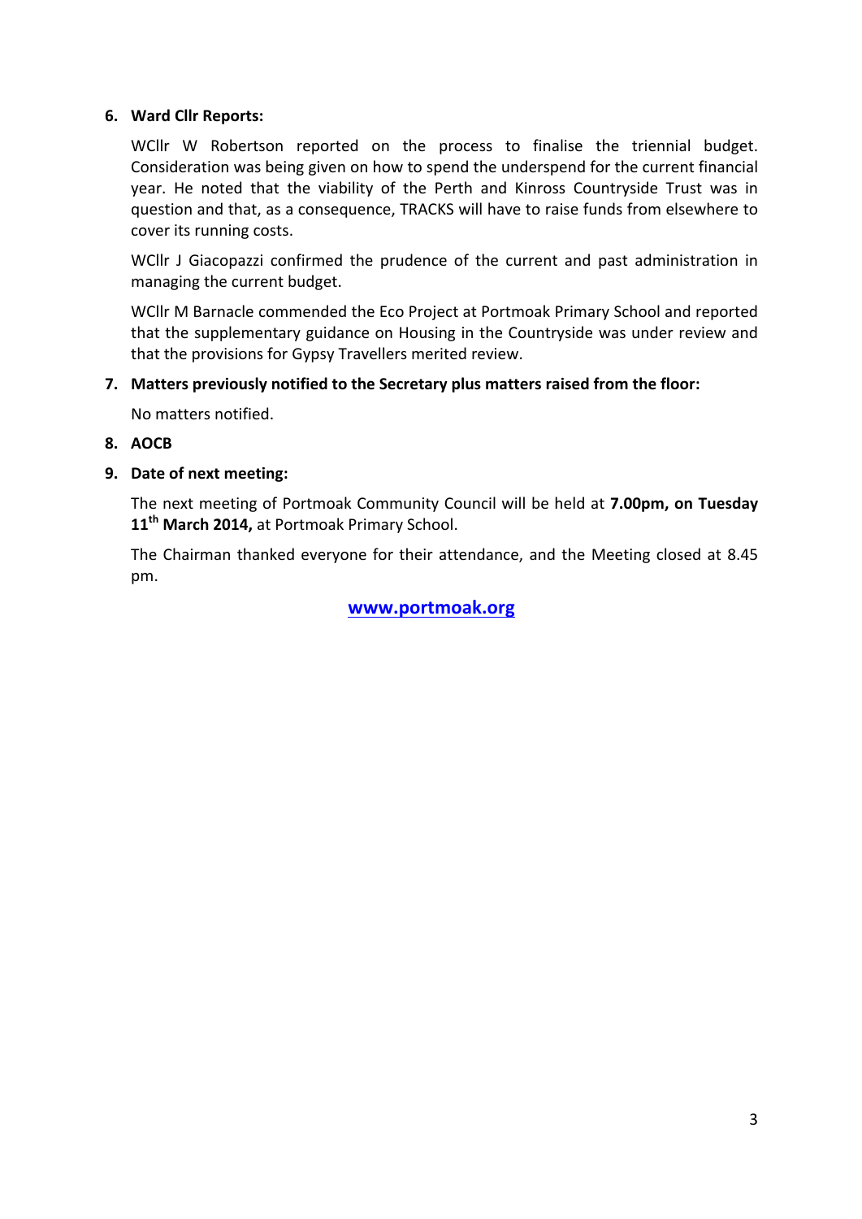6. **Ward Cllr Reports:**

   WCllr W Robertson reported on the process to finalise the triennial budget. Consideration was being given on how to spend the underspend for the current financial year. He noted that the viability of the Perth and Kinross Countryside Trust was in question and that, as a consequence, TRACKS will have to raise funds from elsewhere to cover its running costs.

   WCllr J Giacopazzi confirmed the prudence of the current and past administration in managing the current budget.

   WCllr M Barnacle commended the Eco Project at Portmoak Primary School and reported that the supplementary guidance on Housing in the Countryside was under review and that the provisions for Gypsy Travellers merited review.

7. **Matters previously notified to the Secretary plus matters raised from the floor:**

   No matters notified.

8. **AOCB**

9. **Date of next meeting:**

   The next meeting of Portmoak Community Council will be held at **7.00pm, on Tuesday 11th March 2014,** at Portmoak Primary School.

   The Chairman thanked everyone for their attendance, and the Meeting closed at 8.45 pm.

**[www.portmoak.org](http://www.portmoak.org)**